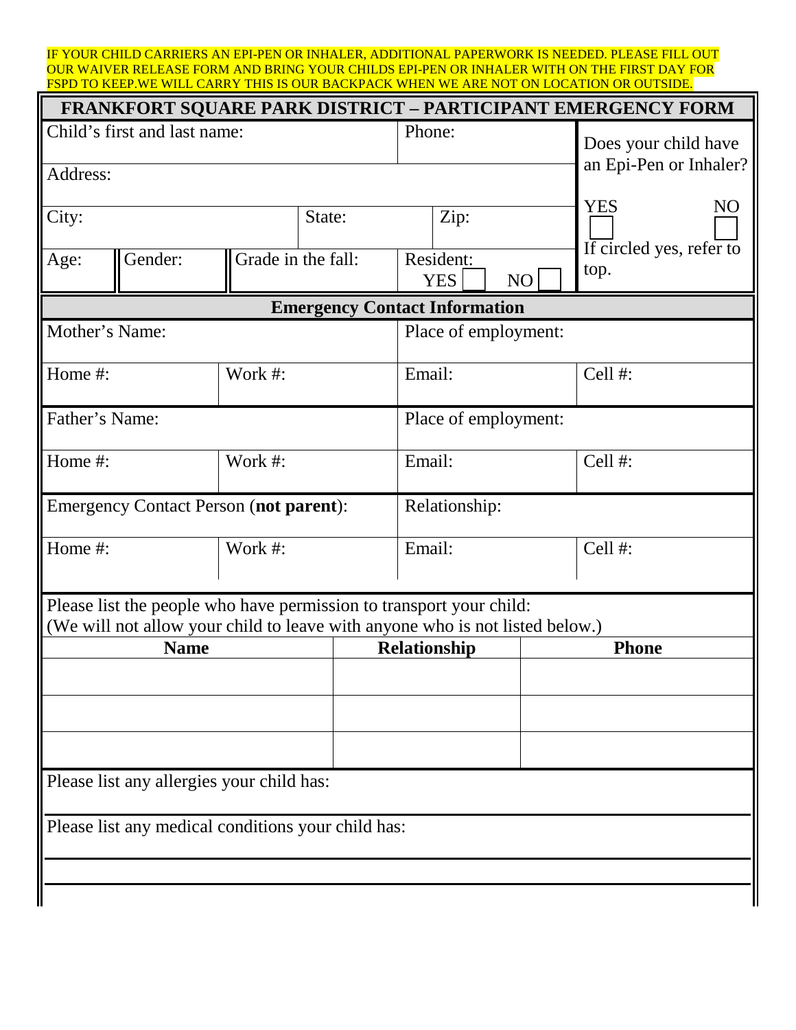IF YOUR CHILD CARRIERS AN EPI-PEN OR INHALER, ADDITIONAL PAPERWORK IS NEEDED. PLEASE FILL OUT OUR WAIVER RELEASE FORM AND BRING YOUR CHILDS EPI-PEN OR INHALER WITH ON THE FIRST DAY FOR FSPD TO KEEP.WE WILL CARRY THIS IS OUR BACKPACK WHEN WE ARE NOT ON LOCATION OR OUTSIDE.

# FRANKFORT SQUARE PARK DISTRICT – PARTICIPANT EMERGENCY FORM

| Child's first and last name: | | | Phone: | | Does your child have an Epi-Pen or Inhaler? |
|---|---|---|---|---|---|
| Address: | | | | | YES ☐ NO ☐ |
| City: | | State: | Zip: | | If circled yes, refer to top. |
| Age: | Gender: | Grade in the fall: | Resident: YES ☐ NO ☐ | | |

## Emergency Contact Information

| | | | |
|---|---|---|---|
| Mother's Name: | | Place of employment: | |
| Home #: | Work #: | Email: | Cell #: |
| Father's Name: | | Place of employment: | |
| Home #: | Work #: | Email: | Cell #: |
| Emergency Contact Person (**not parent**): | | Relationship: | |
| Home #: | Work #: | Email: | Cell #: |

Please list the people who have permission to transport your child:
(We will not allow your child to leave with anyone who is not listed below.)

| **Name** | **Relationship** | **Phone** |
|---|---|---|
| | | |
| | | |
| | | |

Please list any allergies your child has:

Please list any medical conditions your child has: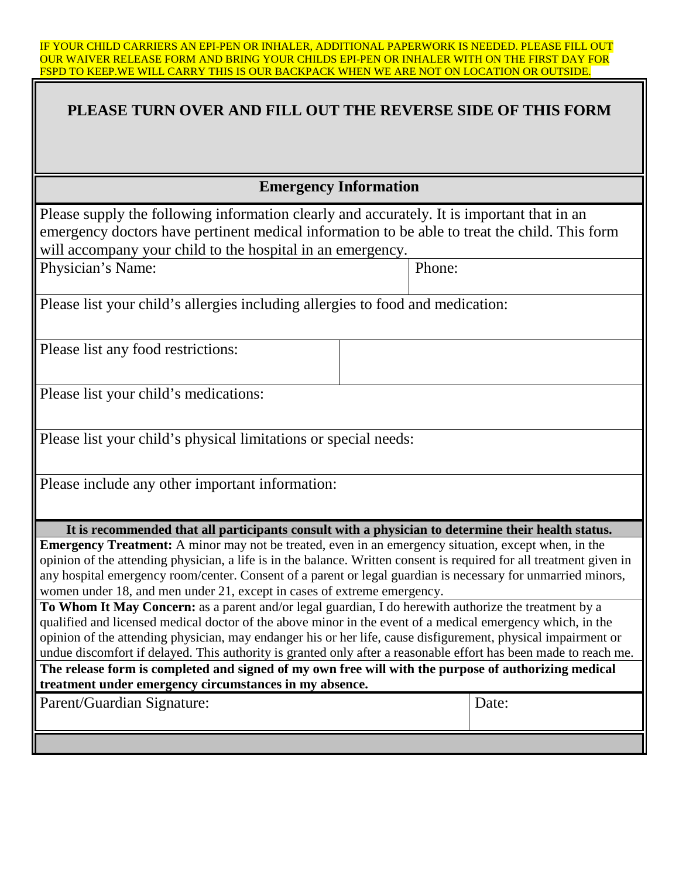IF YOUR CHILD CARRIERS AN EPI-PEN OR INHALER, ADDITIONAL PAPERWORK IS NEEDED. PLEASE FILL OUT OUR WAIVER RELEASE FORM AND BRING YOUR CHILDS EPI-PEN OR INHALER WITH ON THE FIRST DAY FOR FSPD TO KEEP.WE WILL CARRY THIS IS OUR BACKPACK WHEN WE ARE NOT ON LOCATION OR OUTSIDE.

## PLEASE TURN OVER AND FILL OUT THE REVERSE SIDE OF THIS FORM

### Emergency Information

Please supply the following information clearly and accurately. It is important that in an emergency doctors have pertinent medical information to be able to treat the child. This form will accompany your child to the hospital in an emergency.

| | |
|---|---|
| Physician's Name: | Phone: |

Please list your child's allergies including allergies to food and medication:

Please list any food restrictions:

Please list your child's medications:

Please list your child's physical limitations or special needs:

Please include any other important information:

**It is recommended that all participants consult with a physician to determine their health status.**

**Emergency Treatment:** A minor may not be treated, even in an emergency situation, except when, in the opinion of the attending physician, a life is in the balance. Written consent is required for all treatment given in any hospital emergency room/center. Consent of a parent or legal guardian is necessary for unmarried minors, women under 18, and men under 21, except in cases of extreme emergency.

**To Whom It May Concern:** as a parent and/or legal guardian, I do herewith authorize the treatment by a qualified and licensed medical doctor of the above minor in the event of a medical emergency which, in the opinion of the attending physician, may endanger his or her life, cause disfigurement, physical impairment or undue discomfort if delayed. This authority is granted only after a reasonable effort has been made to reach me.

**The release form is completed and signed of my own free will with the purpose of authorizing medical treatment under emergency circumstances in my absence.**

| | |
|---|---|
| Parent/Guardian Signature: | Date: |